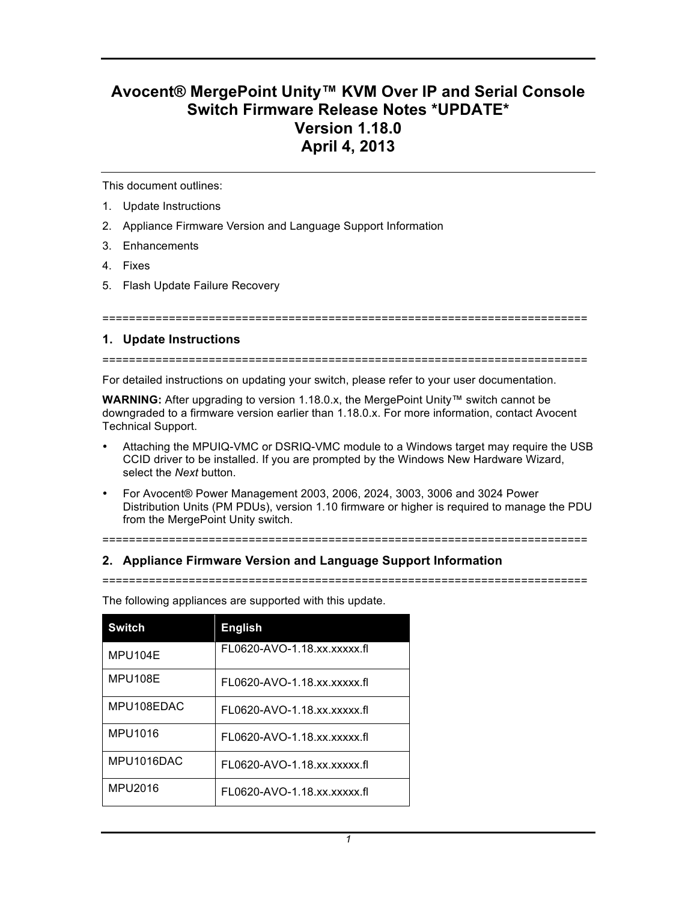# Avocent® MergePoint Unity™ KVM Over IP and Serial Console Switch Firmware Release Notes *UPDATE* Version 1.18.0 April 4, 2013

This document outlines:

1. Update Instructions
2. Appliance Firmware Version and Language Support Information
3. Enhancements
4. Fixes
5. Flash Update Failure Recovery

==========================================================================

## 1. Update Instructions

==========================================================================

For detailed instructions on updating your switch, please refer to your user documentation.

**WARNING:** After upgrading to version 1.18.0.x, the MergePoint Unity™ switch cannot be downgraded to a firmware version earlier than 1.18.0.x. For more information, contact Avocent Technical Support.

- Attaching the MPUIQ-VMC or DSRIQ-VMC module to a Windows target may require the USB CCID driver to be installed. If you are prompted by the Windows New Hardware Wizard, select the *Next* button.
- For Avocent® Power Management 2003, 2006, 2024, 3003, 3006 and 3024 Power Distribution Units (PM PDUs), version 1.10 firmware or higher is required to manage the PDU from the MergePoint Unity switch.

==========================================================================

## 2. Appliance Firmware Version and Language Support Information

==========================================================================

The following appliances are supported with this update.

| Switch | English |
|---|---|
| MPU104E | FL0620-AVO-1.18.xx.xxxxx.fl |
| MPU108E | FL0620-AVO-1.18.xx.xxxxx.fl |
| MPU108EDAC | FL0620-AVO-1.18.xx.xxxxx.fl |
| MPU1016 | FL0620-AVO-1.18.xx.xxxxx.fl |
| MPU1016DAC | FL0620-AVO-1.18.xx.xxxxx.fl |
| MPU2016 | FL0620-AVO-1.18.xx.xxxxx.fl |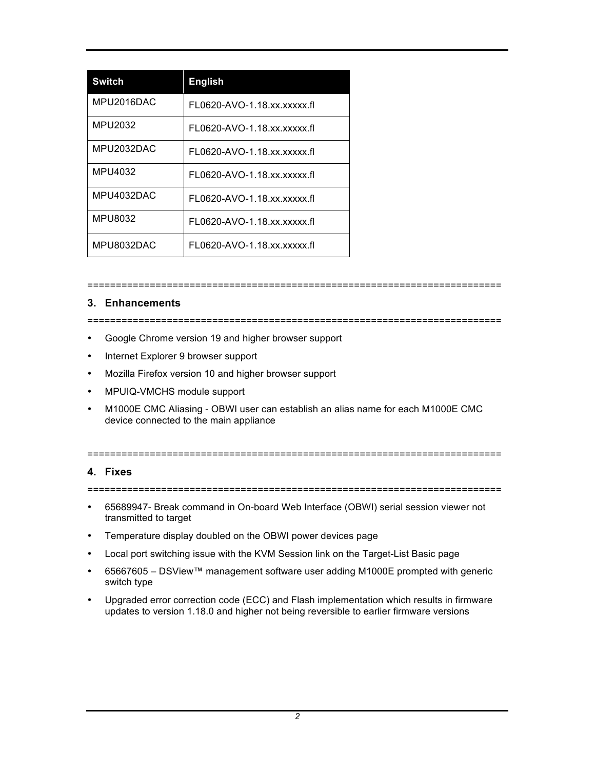| Switch | English |
|---|---|
| MPU2016DAC | FL0620-AVO-1.18.xx.xxxxx.fl |
| MPU2032 | FL0620-AVO-1.18.xx.xxxxx.fl |
| MPU2032DAC | FL0620-AVO-1.18.xx.xxxxx.fl |
| MPU4032 | FL0620-AVO-1.18.xx.xxxxx.fl |
| MPU4032DAC | FL0620-AVO-1.18.xx.xxxxx.fl |
| MPU8032 | FL0620-AVO-1.18.xx.xxxxx.fl |
| MPU8032DAC | FL0620-AVO-1.18.xx.xxxxx.fl |

========================================================================

## 3. Enhancements

========================================================================

- Google Chrome version 19 and higher browser support
- Internet Explorer 9 browser support
- Mozilla Firefox version 10 and higher browser support
- MPUIQ-VMCHS module support
- M1000E CMC Aliasing - OBWI user can establish an alias name for each M1000E CMC device connected to the main appliance

========================================================================

## 4. Fixes

========================================================================

- 65689947- Break command in On-board Web Interface (OBWI) serial session viewer not transmitted to target
- Temperature display doubled on the OBWI power devices page
- Local port switching issue with the KVM Session link on the Target-List Basic page
- 65667605 – DSView™ management software user adding M1000E prompted with generic switch type
- Upgraded error correction code (ECC) and Flash implementation which results in firmware updates to version 1.18.0 and higher not being reversible to earlier firmware versions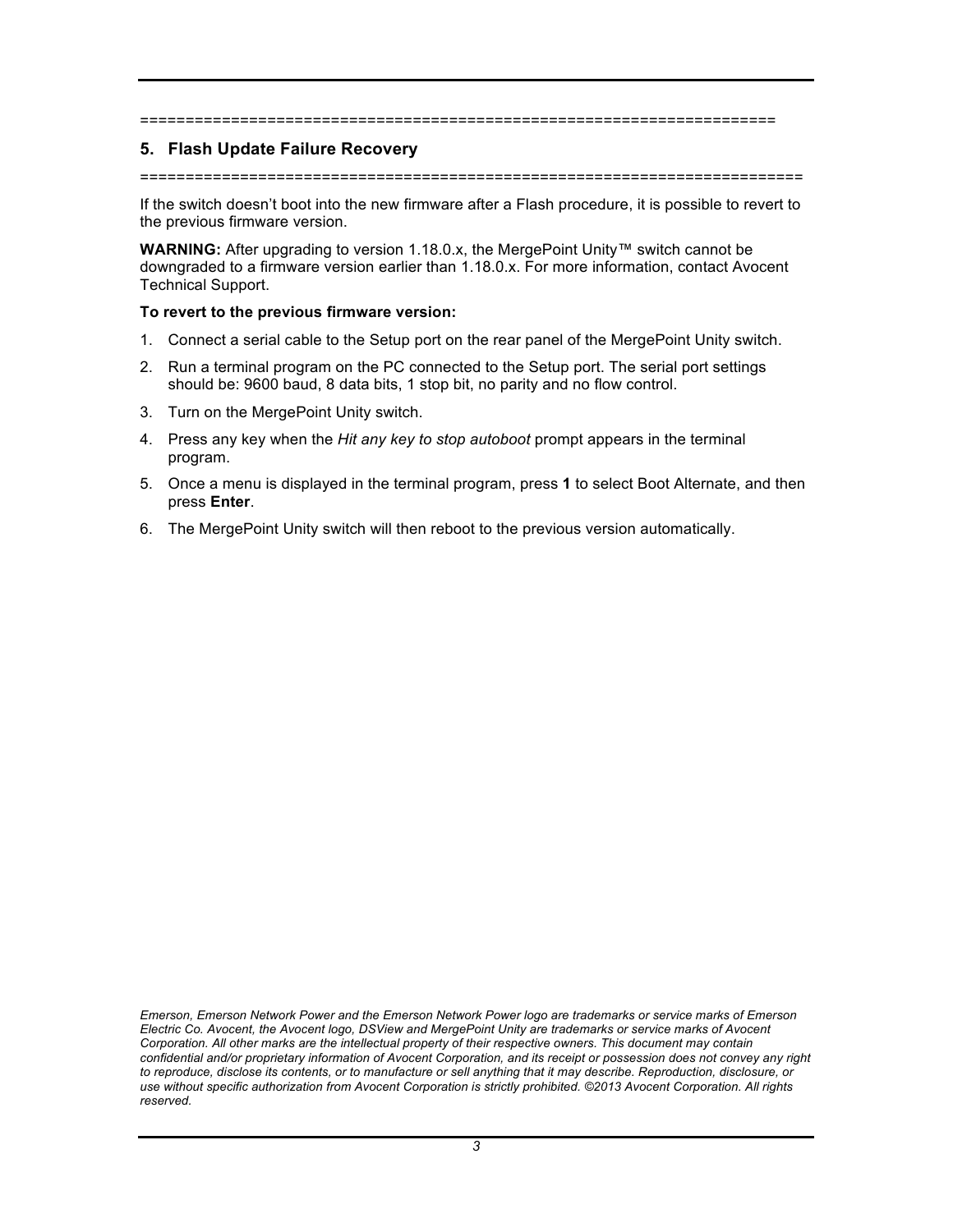========================================================================

## 5. Flash Update Failure Recovery

========================================================================

If the switch doesn't boot into the new firmware after a Flash procedure, it is possible to revert to the previous firmware version.

**WARNING:** After upgrading to version 1.18.0.x, the MergePoint Unity™ switch cannot be downgraded to a firmware version earlier than 1.18.0.x. For more information, contact Avocent Technical Support.

**To revert to the previous firmware version:**

1. Connect a serial cable to the Setup port on the rear panel of the MergePoint Unity switch.
2. Run a terminal program on the PC connected to the Setup port. The serial port settings should be: 9600 baud, 8 data bits, 1 stop bit, no parity and no flow control.
3. Turn on the MergePoint Unity switch.
4. Press any key when the *Hit any key to stop autoboot* prompt appears in the terminal program.
5. Once a menu is displayed in the terminal program, press **1** to select Boot Alternate, and then press **Enter**.
6. The MergePoint Unity switch will then reboot to the previous version automatically.

*Emerson, Emerson Network Power and the Emerson Network Power logo are trademarks or service marks of Emerson Electric Co. Avocent, the Avocent logo, DSView and MergePoint Unity are trademarks or service marks of Avocent Corporation. All other marks are the intellectual property of their respective owners. This document may contain confidential and/or proprietary information of Avocent Corporation, and its receipt or possession does not convey any right to reproduce, disclose its contents, or to manufacture or sell anything that it may describe. Reproduction, disclosure, or use without specific authorization from Avocent Corporation is strictly prohibited. ©2013 Avocent Corporation. All rights reserved.*